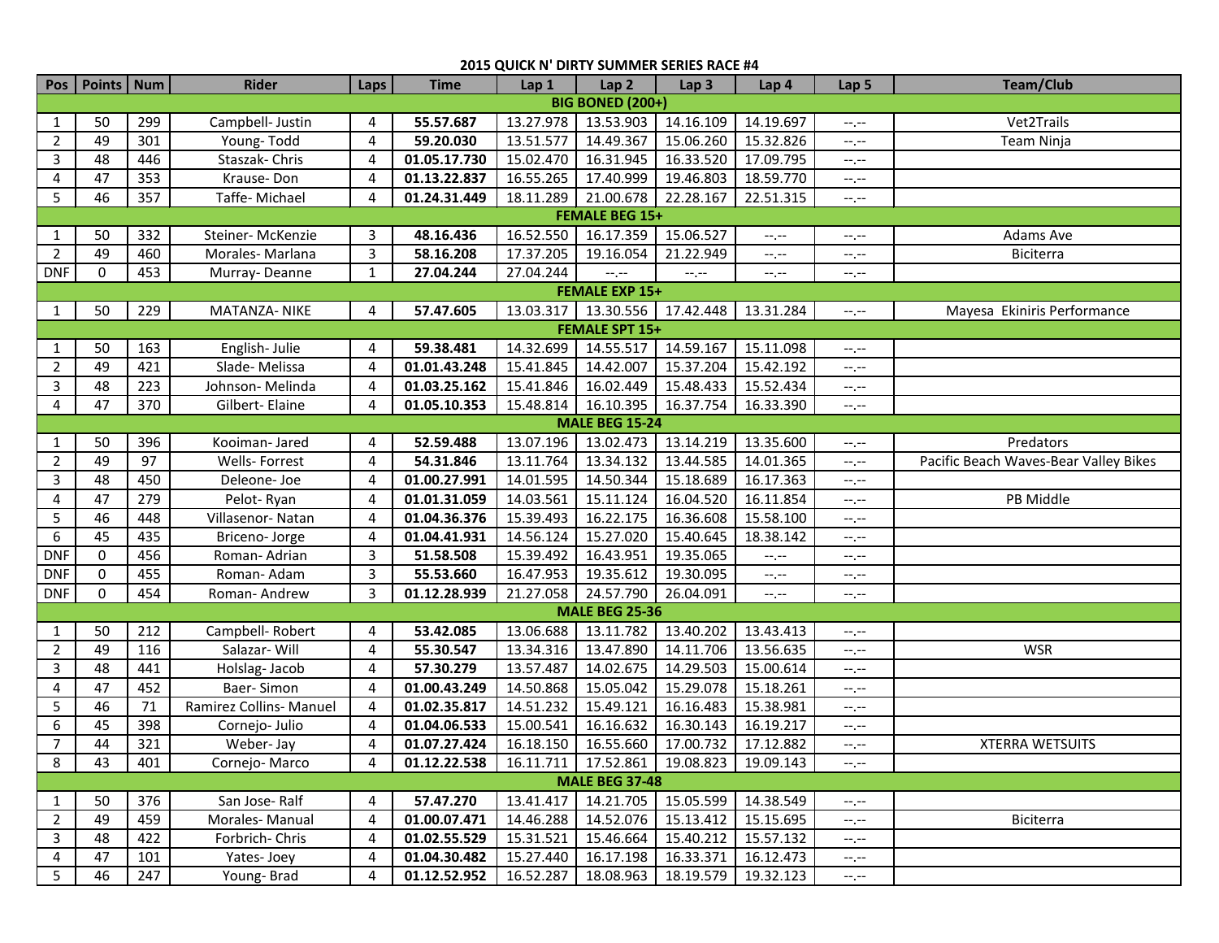## 2015 QUICK N' DIRTY SUMMER SERIES RACE #4

| Pos | Points | Num | Rider | Laps | Time | Lap 1 | Lap 2 | Lap 3 | Lap 4 | Lap 5 | Team/Club |
|---|---|---|---|---|---|---|---|---|---|---|---|
| **BIG BONED (200+)** | | | | | | | | | | | |
| 1 | 50 | 299 | Campbell- Justin | 4 | **55.57.687** | 13.27.978 | 13.53.903 | 14.16.109 | 14.19.697 | --.-- | Vet2Trails |
| 2 | 49 | 301 | Young- Todd | 4 | **59.20.030** | 13.51.577 | 14.49.367 | 15.06.260 | 15.32.826 | --.-- | Team Ninja |
| 3 | 48 | 446 | Staszak- Chris | 4 | **01.05.17.730** | 15.02.470 | 16.31.945 | 16.33.520 | 17.09.795 | --.-- | |
| 4 | 47 | 353 | Krause- Don | 4 | **01.13.22.837** | 16.55.265 | 17.40.999 | 19.46.803 | 18.59.770 | --.-- | |
| 5 | 46 | 357 | Taffe- Michael | 4 | **01.24.31.449** | 18.11.289 | 21.00.678 | 22.28.167 | 22.51.315 | --.-- | |
| **FEMALE BEG 15+** | | | | | | | | | | | |
| 1 | 50 | 332 | Steiner- McKenzie | 3 | **48.16.436** | 16.52.550 | 16.17.359 | 15.06.527 | --.-- | --.-- | Adams Ave |
| 2 | 49 | 460 | Morales- Marlana | 3 | **58.16.208** | 17.37.205 | 19.16.054 | 21.22.949 | --.-- | --.-- | Biciterra |
| DNF | 0 | 453 | Murray- Deanne | 1 | **27.04.244** | 27.04.244 | --.-- | --.-- | --.-- | --.-- | |
| **FEMALE EXP 15+** | | | | | | | | | | | |
| 1 | 50 | 229 | MATANZA- NIKE | 4 | **57.47.605** | 13.03.317 | 13.30.556 | 17.42.448 | 13.31.284 | --.-- | Mayesa Ekiniris Performance |
| **FEMALE SPT 15+** | | | | | | | | | | | |
| 1 | 50 | 163 | English- Julie | 4 | **59.38.481** | 14.32.699 | 14.55.517 | 14.59.167 | 15.11.098 | --.-- | |
| 2 | 49 | 421 | Slade- Melissa | 4 | **01.01.43.248** | 15.41.845 | 14.42.007 | 15.37.204 | 15.42.192 | --.-- | |
| 3 | 48 | 223 | Johnson- Melinda | 4 | **01.03.25.162** | 15.41.846 | 16.02.449 | 15.48.433 | 15.52.434 | --.-- | |
| 4 | 47 | 370 | Gilbert- Elaine | 4 | **01.05.10.353** | 15.48.814 | 16.10.395 | 16.37.754 | 16.33.390 | --.-- | |
| **MALE BEG 15-24** | | | | | | | | | | | |
| 1 | 50 | 396 | Kooiman- Jared | 4 | **52.59.488** | 13.07.196 | 13.02.473 | 13.14.219 | 13.35.600 | --.-- | Predators |
| 2 | 49 | 97 | Wells- Forrest | 4 | **54.31.846** | 13.11.764 | 13.34.132 | 13.44.585 | 14.01.365 | --.-- | Pacific Beach Waves-Bear Valley Bikes |
| 3 | 48 | 450 | Deleone- Joe | 4 | **01.00.27.991** | 14.01.595 | 14.50.344 | 15.18.689 | 16.17.363 | --.-- | |
| 4 | 47 | 279 | Pelot- Ryan | 4 | **01.01.31.059** | 14.03.561 | 15.11.124 | 16.04.520 | 16.11.854 | --.-- | PB Middle |
| 5 | 46 | 448 | Villasenor- Natan | 4 | **01.04.36.376** | 15.39.493 | 16.22.175 | 16.36.608 | 15.58.100 | --.-- | |
| 6 | 45 | 435 | Briceno- Jorge | 4 | **01.04.41.931** | 14.56.124 | 15.27.020 | 15.40.645 | 18.38.142 | --.-- | |
| DNF | 0 | 456 | Roman- Adrian | 3 | **51.58.508** | 15.39.492 | 16.43.951 | 19.35.065 | --.-- | --.-- | |
| DNF | 0 | 455 | Roman- Adam | 3 | **55.53.660** | 16.47.953 | 19.35.612 | 19.30.095 | --.-- | --.-- | |
| DNF | 0 | 454 | Roman- Andrew | 3 | **01.12.28.939** | 21.27.058 | 24.57.790 | 26.04.091 | --.-- | --.-- | |
| **MALE BEG 25-36** | | | | | | | | | | | |
| 1 | 50 | 212 | Campbell- Robert | 4 | **53.42.085** | 13.06.688 | 13.11.782 | 13.40.202 | 13.43.413 | --.-- | |
| 2 | 49 | 116 | Salazar- Will | 4 | **55.30.547** | 13.34.316 | 13.47.890 | 14.11.706 | 13.56.635 | --.-- | WSR |
| 3 | 48 | 441 | Holslag- Jacob | 4 | **57.30.279** | 13.57.487 | 14.02.675 | 14.29.503 | 15.00.614 | --.-- | |
| 4 | 47 | 452 | Baer- Simon | 4 | **01.00.43.249** | 14.50.868 | 15.05.042 | 15.29.078 | 15.18.261 | --.-- | |
| 5 | 46 | 71 | Ramirez Collins- Manuel | 4 | **01.02.35.817** | 14.51.232 | 15.49.121 | 16.16.483 | 15.38.981 | --.-- | |
| 6 | 45 | 398 | Cornejo- Julio | 4 | **01.04.06.533** | 15.00.541 | 16.16.632 | 16.30.143 | 16.19.217 | --.-- | |
| 7 | 44 | 321 | Weber- Jay | 4 | **01.07.27.424** | 16.18.150 | 16.55.660 | 17.00.732 | 17.12.882 | --.-- | XTERRA WETSUITS |
| 8 | 43 | 401 | Cornejo- Marco | 4 | **01.12.22.538** | 16.11.711 | 17.52.861 | 19.08.823 | 19.09.143 | --.-- | |
| **MALE BEG 37-48** | | | | | | | | | | | |
| 1 | 50 | 376 | San Jose- Ralf | 4 | **57.47.270** | 13.41.417 | 14.21.705 | 15.05.599 | 14.38.549 | --.-- | |
| 2 | 49 | 459 | Morales- Manual | 4 | **01.00.07.471** | 14.46.288 | 14.52.076 | 15.13.412 | 15.15.695 | --.-- | Biciterra |
| 3 | 48 | 422 | Forbrich- Chris | 4 | **01.02.55.529** | 15.31.521 | 15.46.664 | 15.40.212 | 15.57.132 | --.-- | |
| 4 | 47 | 101 | Yates- Joey | 4 | **01.04.30.482** | 15.27.440 | 16.17.198 | 16.33.371 | 16.12.473 | --.-- | |
| 5 | 46 | 247 | Young- Brad | 4 | **01.12.52.952** | 16.52.287 | 18.08.963 | 18.19.579 | 19.32.123 | --.-- | |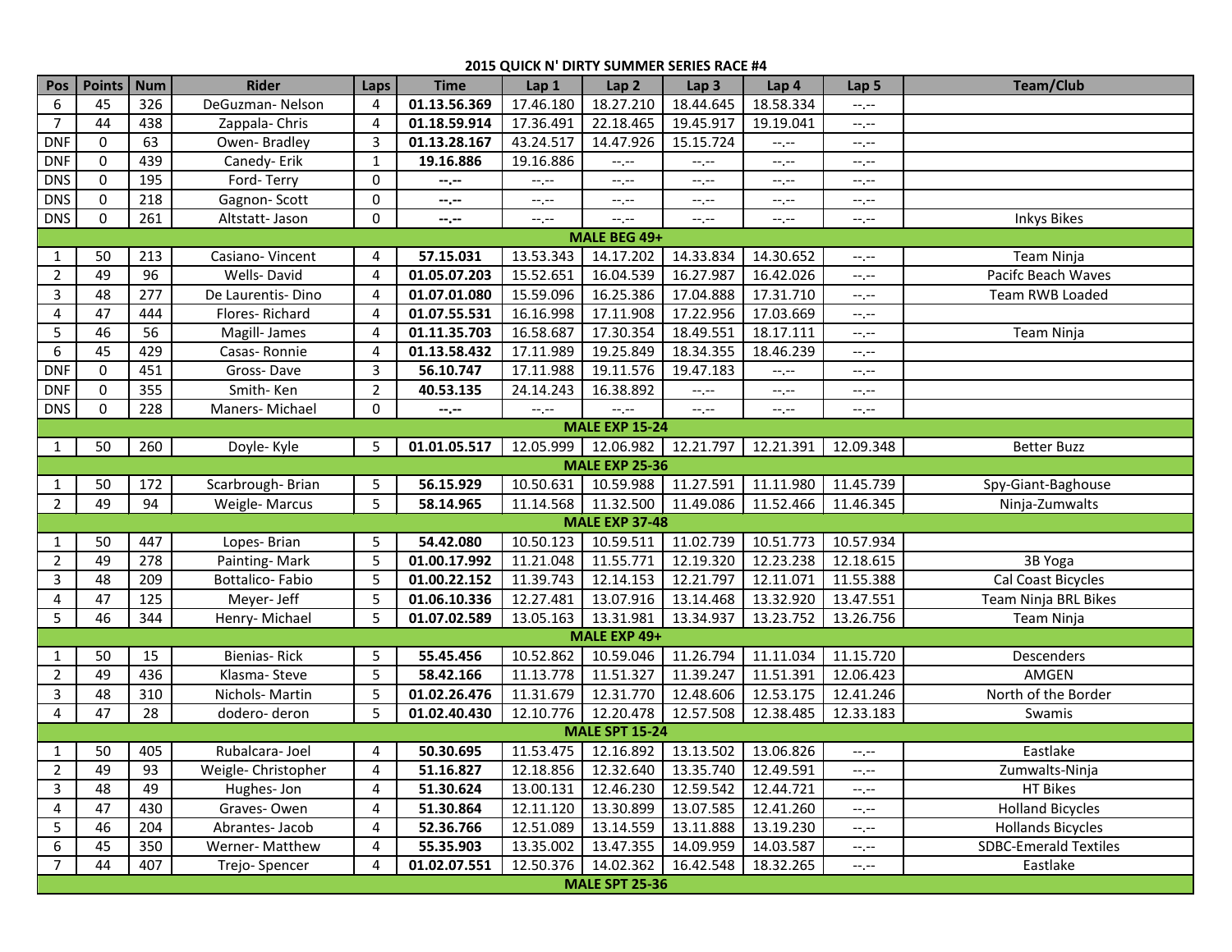**2015 QUICK N' DIRTY SUMMER SERIES RACE #4**

| Pos | Points | Num | Rider | Laps | Time | Lap 1 | Lap 2 | Lap 3 | Lap 4 | Lap 5 | Team/Club |
|---|---|---|---|---|---|---|---|---|---|---|---|
| 6 | 45 | 326 | DeGuzman- Nelson | 4 | **01.13.56.369** | 17.46.180 | 18.27.210 | 18.44.645 | 18.58.334 | --.-- | |
| 7 | 44 | 438 | Zappala- Chris | 4 | **01.18.59.914** | 17.36.491 | 22.18.465 | 19.45.917 | 19.19.041 | --.-- | |
| DNF | 0 | 63 | Owen- Bradley | 3 | **01.13.28.167** | 43.24.517 | 14.47.926 | 15.15.724 | --.-- | --.-- | |
| DNF | 0 | 439 | Canedy- Erik | 1 | **19.16.886** | 19.16.886 | --.-- | --.-- | --.-- | --.-- | |
| DNS | 0 | 195 | Ford- Terry | 0 | **--.--** | --.-- | --.-- | --.-- | --.-- | --.-- | |
| DNS | 0 | 218 | Gagnon- Scott | 0 | **--.--** | --.-- | --.-- | --.-- | --.-- | --.-- | |
| DNS | 0 | 261 | Altstatt- Jason | 0 | **--.--** | --.-- | --.-- | --.-- | --.-- | --.-- | Inkys Bikes |
| | | | | | | **MALE BEG 49+** | | | | | |
| 1 | 50 | 213 | Casiano- Vincent | 4 | **57.15.031** | 13.53.343 | 14.17.202 | 14.33.834 | 14.30.652 | --.-- | Team Ninja |
| 2 | 49 | 96 | Wells- David | 4 | **01.05.07.203** | 15.52.651 | 16.04.539 | 16.27.987 | 16.42.026 | --.-- | Pacifc Beach Waves |
| 3 | 48 | 277 | De Laurentis- Dino | 4 | **01.07.01.080** | 15.59.096 | 16.25.386 | 17.04.888 | 17.31.710 | --.-- | Team RWB Loaded |
| 4 | 47 | 444 | Flores- Richard | 4 | **01.07.55.531** | 16.16.998 | 17.11.908 | 17.22.956 | 17.03.669 | --.-- | |
| 5 | 46 | 56 | Magill- James | 4 | **01.11.35.703** | 16.58.687 | 17.30.354 | 18.49.551 | 18.17.111 | --.-- | Team Ninja |
| 6 | 45 | 429 | Casas- Ronnie | 4 | **01.13.58.432** | 17.11.989 | 19.25.849 | 18.34.355 | 18.46.239 | --.-- | |
| DNF | 0 | 451 | Gross- Dave | 3 | **56.10.747** | 17.11.988 | 19.11.576 | 19.47.183 | --.-- | --.-- | |
| DNF | 0 | 355 | Smith- Ken | 2 | **40.53.135** | 24.14.243 | 16.38.892 | --.-- | --.-- | --.-- | |
| DNS | 0 | 228 | Maners- Michael | 0 | **--.--** | --.-- | --.-- | --.-- | --.-- | --.-- | |
| | | | | | | **MALE EXP 15-24** | | | | | |
| 1 | 50 | 260 | Doyle- Kyle | 5 | **01.01.05.517** | 12.05.999 | 12.06.982 | 12.21.797 | 12.21.391 | 12.09.348 | Better Buzz |
| | | | | | | **MALE EXP 25-36** | | | | | |
| 1 | 50 | 172 | Scarbrough- Brian | 5 | **56.15.929** | 10.50.631 | 10.59.988 | 11.27.591 | 11.11.980 | 11.45.739 | Spy-Giant-Baghouse |
| 2 | 49 | 94 | Weigle- Marcus | 5 | **58.14.965** | 11.14.568 | 11.32.500 | 11.49.086 | 11.52.466 | 11.46.345 | Ninja-Zumwalts |
| | | | | | | **MALE EXP 37-48** | | | | | |
| 1 | 50 | 447 | Lopes- Brian | 5 | **54.42.080** | 10.50.123 | 10.59.511 | 11.02.739 | 10.51.773 | 10.57.934 | |
| 2 | 49 | 278 | Painting- Mark | 5 | **01.00.17.992** | 11.21.048 | 11.55.771 | 12.19.320 | 12.23.238 | 12.18.615 | 3B Yoga |
| 3 | 48 | 209 | Bottalico- Fabio | 5 | **01.00.22.152** | 11.39.743 | 12.14.153 | 12.21.797 | 12.11.071 | 11.55.388 | Cal Coast Bicycles |
| 4 | 47 | 125 | Meyer- Jeff | 5 | **01.06.10.336** | 12.27.481 | 13.07.916 | 13.14.468 | 13.32.920 | 13.47.551 | Team Ninja BRL Bikes |
| 5 | 46 | 344 | Henry- Michael | 5 | **01.07.02.589** | 13.05.163 | 13.31.981 | 13.34.937 | 13.23.752 | 13.26.756 | Team Ninja |
| | | | | | | **MALE EXP 49+** | | | | | |
| 1 | 50 | 15 | Bienias- Rick | 5 | **55.45.456** | 10.52.862 | 10.59.046 | 11.26.794 | 11.11.034 | 11.15.720 | Descenders |
| 2 | 49 | 436 | Klasma- Steve | 5 | **58.42.166** | 11.13.778 | 11.51.327 | 11.39.247 | 11.51.391 | 12.06.423 | AMGEN |
| 3 | 48 | 310 | Nichols- Martin | 5 | **01.02.26.476** | 11.31.679 | 12.31.770 | 12.48.606 | 12.53.175 | 12.41.246 | North of the Border |
| 4 | 47 | 28 | dodero- deron | 5 | **01.02.40.430** | 12.10.776 | 12.20.478 | 12.57.508 | 12.38.485 | 12.33.183 | Swamis |
| | | | | | | **MALE SPT 15-24** | | | | | |
| 1 | 50 | 405 | Rubalcara- Joel | 4 | **50.30.695** | 11.53.475 | 12.16.892 | 13.13.502 | 13.06.826 | --.-- | Eastlake |
| 2 | 49 | 93 | Weigle- Christopher | 4 | **51.16.827** | 12.18.856 | 12.32.640 | 13.35.740 | 12.49.591 | --.-- | Zumwalts-Ninja |
| 3 | 48 | 49 | Hughes- Jon | 4 | **51.30.624** | 13.00.131 | 12.46.230 | 12.59.542 | 12.44.721 | --.-- | HT Bikes |
| 4 | 47 | 430 | Graves- Owen | 4 | **51.30.864** | 12.11.120 | 13.30.899 | 13.07.585 | 12.41.260 | --.-- | Holland Bicycles |
| 5 | 46 | 204 | Abrantes- Jacob | 4 | **52.36.766** | 12.51.089 | 13.14.559 | 13.11.888 | 13.19.230 | --.-- | Hollands Bicycles |
| 6 | 45 | 350 | Werner- Matthew | 4 | **55.35.903** | 13.35.002 | 13.47.355 | 14.09.959 | 14.03.587 | --.-- | SDBC-Emerald Textiles |
| 7 | 44 | 407 | Trejo- Spencer | 4 | **01.02.07.551** | 12.50.376 | 14.02.362 | 16.42.548 | 18.32.265 | --.-- | Eastlake |
| | | | | | | **MALE SPT 25-36** | | | | | |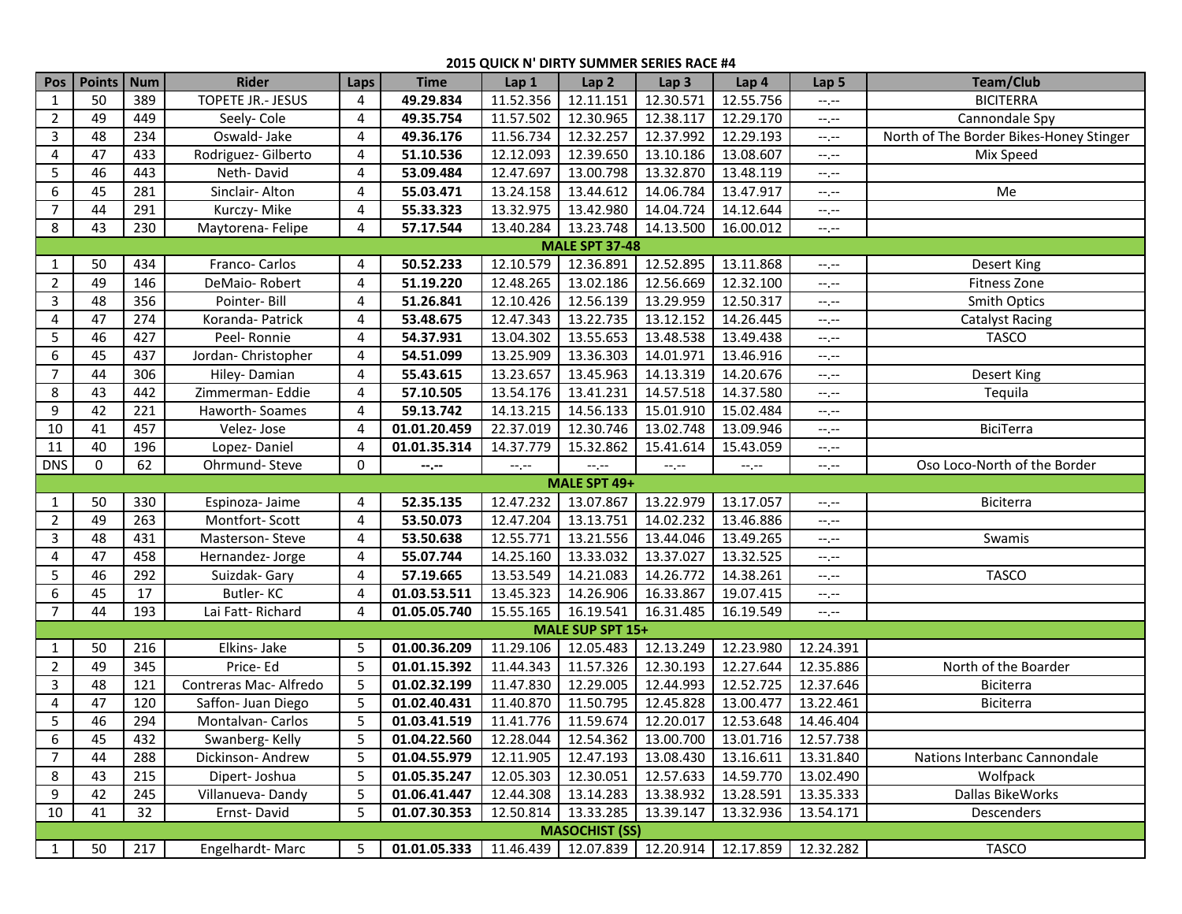## 2015 QUICK N' DIRTY SUMMER SERIES RACE #4

| Pos | Points | Num | Rider | Laps | Time | Lap 1 | Lap 2 | Lap 3 | Lap 4 | Lap 5 | Team/Club |
|---|---|---|---|---|---|---|---|---|---|---|---|
| 1 | 50 | 389 | TOPETE JR.- JESUS | 4 | **49.29.834** | 11.52.356 | 12.11.151 | 12.30.571 | 12.55.756 | --.-- | BICITERRA |
| 2 | 49 | 449 | Seely- Cole | 4 | **49.35.754** | 11.57.502 | 12.30.965 | 12.38.117 | 12.29.170 | --.-- | Cannondale Spy |
| 3 | 48 | 234 | Oswald- Jake | 4 | **49.36.176** | 11.56.734 | 12.32.257 | 12.37.992 | 12.29.193 | --.-- | North of The Border Bikes-Honey Stinger |
| 4 | 47 | 433 | Rodriguez- Gilberto | 4 | **51.10.536** | 12.12.093 | 12.39.650 | 13.10.186 | 13.08.607 | --.-- | Mix Speed |
| 5 | 46 | 443 | Neth- David | 4 | **53.09.484** | 12.47.697 | 13.00.798 | 13.32.870 | 13.48.119 | --.-- | |
| 6 | 45 | 281 | Sinclair- Alton | 4 | **55.03.471** | 13.24.158 | 13.44.612 | 14.06.784 | 13.47.917 | --.-- | Me |
| 7 | 44 | 291 | Kurczy- Mike | 4 | **55.33.323** | 13.32.975 | 13.42.980 | 14.04.724 | 14.12.644 | --.-- | |
| 8 | 43 | 230 | Maytorena- Felipe | 4 | **57.17.544** | 13.40.284 | 13.23.748 | 14.13.500 | 16.00.012 | --.-- | |
| **MALE SPT 37-48** | | | | | | | | | | | |
| 1 | 50 | 434 | Franco- Carlos | 4 | **50.52.233** | 12.10.579 | 12.36.891 | 12.52.895 | 13.11.868 | --.-- | Desert King |
| 2 | 49 | 146 | DeMaio- Robert | 4 | **51.19.220** | 12.48.265 | 13.02.186 | 12.56.669 | 12.32.100 | --.-- | Fitness Zone |
| 3 | 48 | 356 | Pointer- Bill | 4 | **51.26.841** | 12.10.426 | 12.56.139 | 13.29.959 | 12.50.317 | --.-- | Smith Optics |
| 4 | 47 | 274 | Koranda- Patrick | 4 | **53.48.675** | 12.47.343 | 13.22.735 | 13.12.152 | 14.26.445 | --.-- | Catalyst Racing |
| 5 | 46 | 427 | Peel- Ronnie | 4 | **54.37.931** | 13.04.302 | 13.55.653 | 13.48.538 | 13.49.438 | --.-- | TASCO |
| 6 | 45 | 437 | Jordan- Christopher | 4 | **54.51.099** | 13.25.909 | 13.36.303 | 14.01.971 | 13.46.916 | --.-- | |
| 7 | 44 | 306 | Hiley- Damian | 4 | **55.43.615** | 13.23.657 | 13.45.963 | 14.13.319 | 14.20.676 | --.-- | Desert King |
| 8 | 43 | 442 | Zimmerman- Eddie | 4 | **57.10.505** | 13.54.176 | 13.41.231 | 14.57.518 | 14.37.580 | --.-- | Tequila |
| 9 | 42 | 221 | Haworth- Soames | 4 | **59.13.742** | 14.13.215 | 14.56.133 | 15.01.910 | 15.02.484 | --.-- | |
| 10 | 41 | 457 | Velez- Jose | 4 | **01.01.20.459** | 22.37.019 | 12.30.746 | 13.02.748 | 13.09.946 | --.-- | BiciTerra |
| 11 | 40 | 196 | Lopez- Daniel | 4 | **01.01.35.314** | 14.37.779 | 15.32.862 | 15.41.614 | 15.43.059 | --.-- | |
| DNS | 0 | 62 | Ohrmund- Steve | 0 | **--.--** | --.-- | --.-- | --.-- | --.-- | --.-- | Oso Loco-North of the Border |
| **MALE SPT 49+** | | | | | | | | | | | |
| 1 | 50 | 330 | Espinoza- Jaime | 4 | **52.35.135** | 12.47.232 | 13.07.867 | 13.22.979 | 13.17.057 | --.-- | Biciterra |
| 2 | 49 | 263 | Montfort- Scott | 4 | **53.50.073** | 12.47.204 | 13.13.751 | 14.02.232 | 13.46.886 | --.-- | |
| 3 | 48 | 431 | Masterson- Steve | 4 | **53.50.638** | 12.55.771 | 13.21.556 | 13.44.046 | 13.49.265 | --.-- | Swamis |
| 4 | 47 | 458 | Hernandez- Jorge | 4 | **55.07.744** | 14.25.160 | 13.33.032 | 13.37.027 | 13.32.525 | --.-- | |
| 5 | 46 | 292 | Suizdak- Gary | 4 | **57.19.665** | 13.53.549 | 14.21.083 | 14.26.772 | 14.38.261 | --.-- | TASCO |
| 6 | 45 | 17 | Butler- KC | 4 | **01.03.53.511** | 13.45.323 | 14.26.906 | 16.33.867 | 19.07.415 | --.-- | |
| 7 | 44 | 193 | Lai Fatt- Richard | 4 | **01.05.05.740** | 15.55.165 | 16.19.541 | 16.31.485 | 16.19.549 | --.-- | |
| **MALE SUP SPT 15+** | | | | | | | | | | | |
| 1 | 50 | 216 | Elkins- Jake | 5 | **01.00.36.209** | 11.29.106 | 12.05.483 | 12.13.249 | 12.23.980 | 12.24.391 | |
| 2 | 49 | 345 | Price- Ed | 5 | **01.01.15.392** | 11.44.343 | 11.57.326 | 12.30.193 | 12.27.644 | 12.35.886 | North of the Boarder |
| 3 | 48 | 121 | Contreras Mac- Alfredo | 5 | **01.02.32.199** | 11.47.830 | 12.29.005 | 12.44.993 | 12.52.725 | 12.37.646 | Biciterra |
| 4 | 47 | 120 | Saffon- Juan Diego | 5 | **01.02.40.431** | 11.40.870 | 11.50.795 | 12.45.828 | 13.00.477 | 13.22.461 | Biciterra |
| 5 | 46 | 294 | Montalvan- Carlos | 5 | **01.03.41.519** | 11.41.776 | 11.59.674 | 12.20.017 | 12.53.648 | 14.46.404 | |
| 6 | 45 | 432 | Swanberg- Kelly | 5 | **01.04.22.560** | 12.28.044 | 12.54.362 | 13.00.700 | 13.01.716 | 12.57.738 | |
| 7 | 44 | 288 | Dickinson- Andrew | 5 | **01.04.55.979** | 12.11.905 | 12.47.193 | 13.08.430 | 13.16.611 | 13.31.840 | Nations Interbanc Cannondale |
| 8 | 43 | 215 | Dipert- Joshua | 5 | **01.05.35.247** | 12.05.303 | 12.30.051 | 12.57.633 | 14.59.770 | 13.02.490 | Wolfpack |
| 9 | 42 | 245 | Villanueva- Dandy | 5 | **01.06.41.447** | 12.44.308 | 13.14.283 | 13.38.932 | 13.28.591 | 13.35.333 | Dallas BikeWorks |
| 10 | 41 | 32 | Ernst- David | 5 | **01.07.30.353** | 12.50.814 | 13.33.285 | 13.39.147 | 13.32.936 | 13.54.171 | Descenders |
| **MASOCHIST (SS)** | | | | | | | | | | | |
| 1 | 50 | 217 | Engelhardt- Marc | 5 | **01.01.05.333** | 11.46.439 | 12.07.839 | 12.20.914 | 12.17.859 | 12.32.282 | TASCO |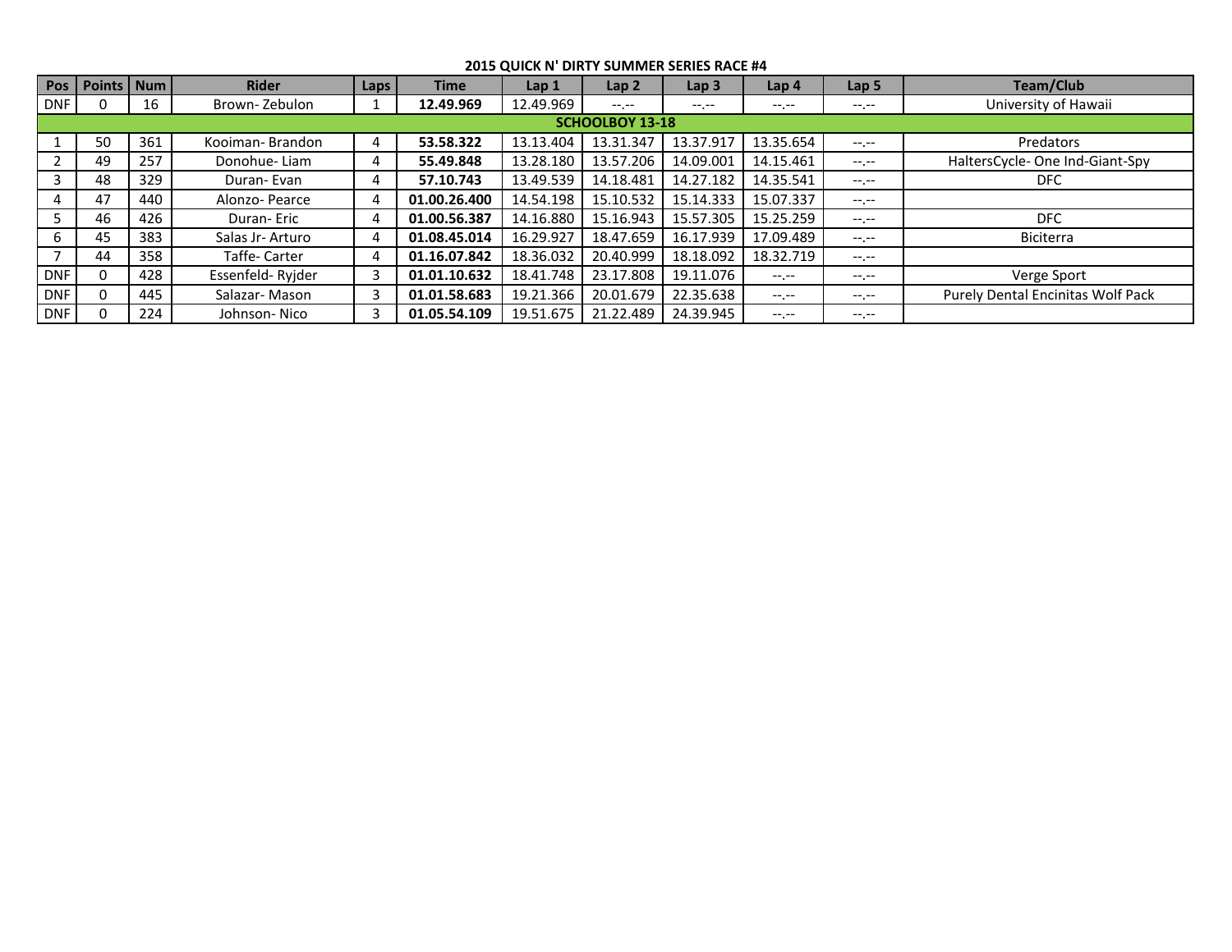**2015 QUICK N' DIRTY SUMMER SERIES RACE #4**

| Pos | Points | Num | Rider | Laps | Time | Lap 1 | Lap 2 | Lap 3 | Lap 4 | Lap 5 | Team/Club |
|---|---|---|---|---|---|---|---|---|---|---|---|
| DNF | 0 | 16 | Brown- Zebulon | 1 | **12.49.969** | 12.49.969 | --.-- | --.-- | --.-- | --.-- | University of Hawaii |
| | | | | | **SCHOOLBOY 13-18** | | | | | | |
| 1 | 50 | 361 | Kooiman- Brandon | 4 | **53.58.322** | 13.13.404 | 13.31.347 | 13.37.917 | 13.35.654 | --.-- | Predators |
| 2 | 49 | 257 | Donohue- Liam | 4 | **55.49.848** | 13.28.180 | 13.57.206 | 14.09.001 | 14.15.461 | --.-- | HaltersCycle- One Ind-Giant-Spy |
| 3 | 48 | 329 | Duran- Evan | 4 | **57.10.743** | 13.49.539 | 14.18.481 | 14.27.182 | 14.35.541 | --.-- | DFC |
| 4 | 47 | 440 | Alonzo- Pearce | 4 | **01.00.26.400** | 14.54.198 | 15.10.532 | 15.14.333 | 15.07.337 | --.-- | |
| 5 | 46 | 426 | Duran- Eric | 4 | **01.00.56.387** | 14.16.880 | 15.16.943 | 15.57.305 | 15.25.259 | --.-- | DFC |
| 6 | 45 | 383 | Salas Jr- Arturo | 4 | **01.08.45.014** | 16.29.927 | 18.47.659 | 16.17.939 | 17.09.489 | --.-- | Biciterra |
| 7 | 44 | 358 | Taffe- Carter | 4 | **01.16.07.842** | 18.36.032 | 20.40.999 | 18.18.092 | 18.32.719 | --.-- | |
| DNF | 0 | 428 | Essenfeld- Ryjder | 3 | **01.01.10.632** | 18.41.748 | 23.17.808 | 19.11.076 | --.-- | --.-- | Verge Sport |
| DNF | 0 | 445 | Salazar- Mason | 3 | **01.01.58.683** | 19.21.366 | 20.01.679 | 22.35.638 | --.-- | --.-- | Purely Dental Encinitas Wolf Pack |
| DNF | 0 | 224 | Johnson- Nico | 3 | **01.05.54.109** | 19.51.675 | 21.22.489 | 24.39.945 | --.-- | --.-- | |